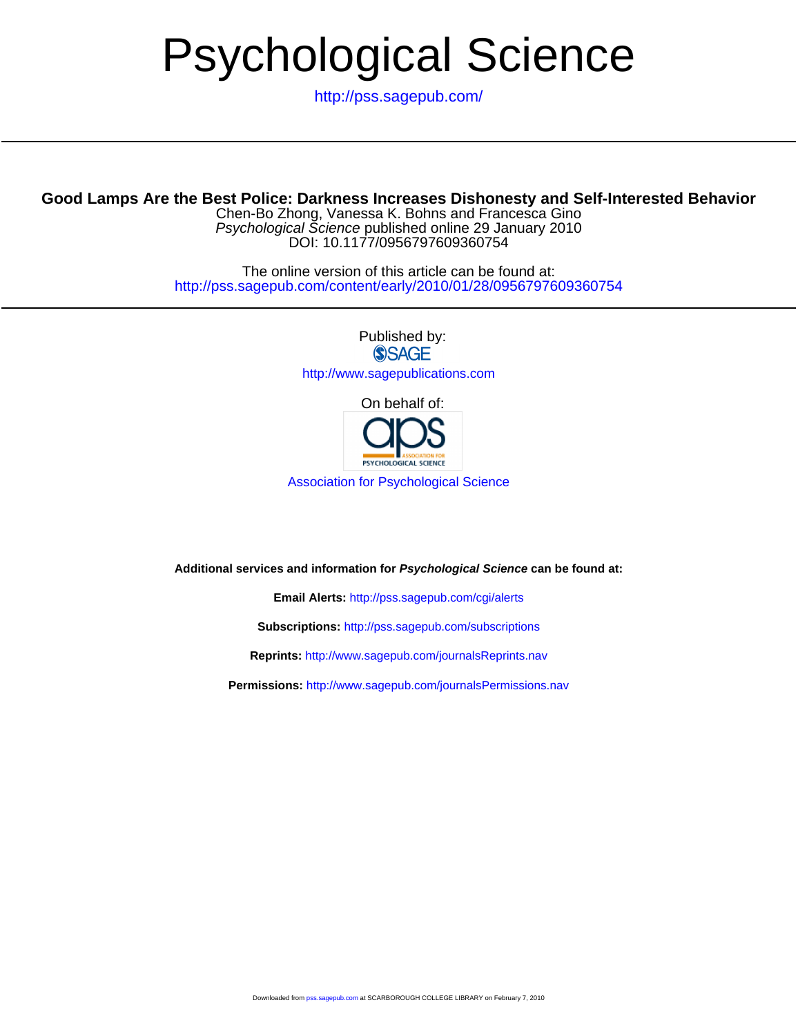# Psychological Science

http://pss.sagepub.com/

**Good Lamps Are the Best Police: Darkness Increases Dishonesty and Self-Interested Behavior**

Chen-Bo Zhong, Vanessa K. Bohns and Francesca Gino

*Psychological Science* published online 29 January 2010

DOI: 10.1177/0956797609360754

The online version of this article can be found at:

http://pss.sagepub.com/content/early/2010/01/28/0956797609360754

Published by:

SAGE

http://www.sagepublications.com

On behalf of:

aps ASSOCIATION FOR PSYCHOLOGICAL SCIENCE

Association for Psychological Science

**Additional services and information for *Psychological Science* can be found at:**

**Email Alerts:** http://pss.sagepub.com/cgi/alerts

**Subscriptions:** http://pss.sagepub.com/subscriptions

**Reprints:** http://www.sagepub.com/journalsReprints.nav

**Permissions:** http://www.sagepub.com/journalsPermissions.nav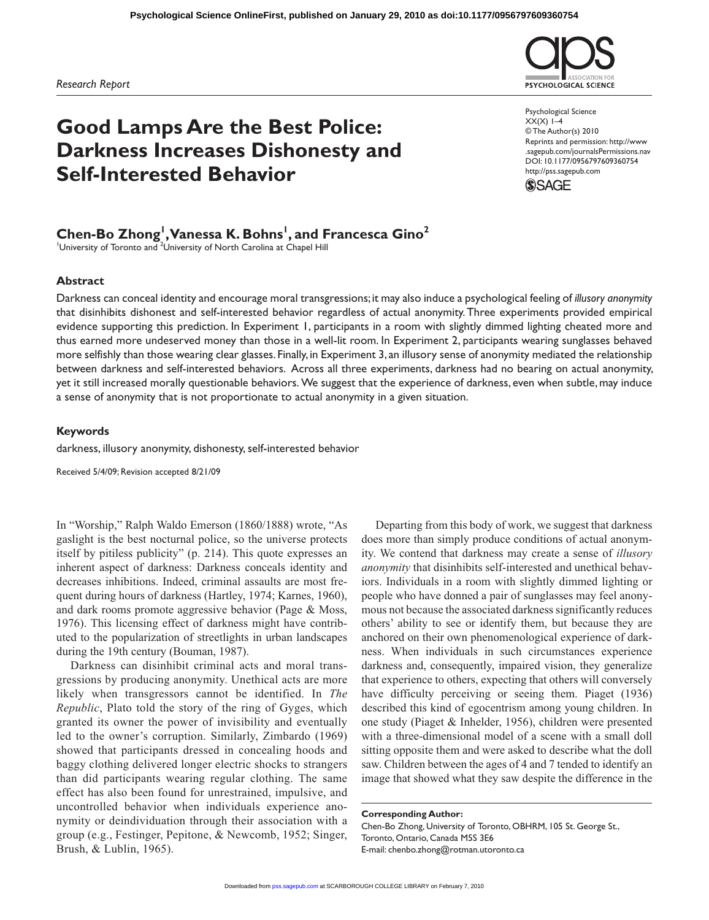*Research Report*

# Good Lamps Are the Best Police: Darkness Increases Dishonesty and Self-Interested Behavior

Psychological Science
XX(X) 1–4
© The Author(s) 2010
Reprints and permission: http://www.sagepub.com/journalsPermissions.nav
DOI: 10.1177/0956797609360754
http://pss.sagepub.com

**Chen-Bo Zhong[1], Vanessa K. Bohns[1], and Francesca Gino[2]**

[1]University of Toronto and [2]University of North Carolina at Chapel Hill

## Abstract

Darkness can conceal identity and encourage moral transgressions; it may also induce a psychological feeling of *illusory anonymity* that disinhibits dishonest and self-interested behavior regardless of actual anonymity. Three experiments provided empirical evidence supporting this prediction. In Experiment 1, participants in a room with slightly dimmed lighting cheated more and thus earned more undeserved money than those in a well-lit room. In Experiment 2, participants wearing sunglasses behaved more selfishly than those wearing clear glasses. Finally, in Experiment 3, an illusory sense of anonymity mediated the relationship between darkness and self-interested behaviors. Across all three experiments, darkness had no bearing on actual anonymity, yet it still increased morally questionable behaviors. We suggest that the experience of darkness, even when subtle, may induce a sense of anonymity that is not proportionate to actual anonymity in a given situation.

## Keywords

darkness, illusory anonymity, dishonesty, self-interested behavior

Received 5/4/09; Revision accepted 8/21/09

In "Worship," Ralph Waldo Emerson (1860/1888) wrote, "As gaslight is the best nocturnal police, so the universe protects itself by pitiless publicity" (p. 214). This quote expresses an inherent aspect of darkness: Darkness conceals identity and decreases inhibitions. Indeed, criminal assaults are most frequent during hours of darkness (Hartley, 1974; Karnes, 1960), and dark rooms promote aggressive behavior (Page & Moss, 1976). This licensing effect of darkness might have contributed to the popularization of streetlights in urban landscapes during the 19th century (Bouman, 1987).

Darkness can disinhibit criminal acts and moral transgressions by producing anonymity. Unethical acts are more likely when transgressors cannot be identified. In *The Republic*, Plato told the story of the ring of Gyges, which granted its owner the power of invisibility and eventually led to the owner's corruption. Similarly, Zimbardo (1969) showed that participants dressed in concealing hoods and baggy clothing delivered longer electric shocks to strangers than did participants wearing regular clothing. The same effect has also been found for unrestrained, impulsive, and uncontrolled behavior when individuals experience anonymity or deindividuation through their association with a group (e.g., Festinger, Pepitone, & Newcomb, 1952; Singer, Brush, & Lublin, 1965).

Departing from this body of work, we suggest that darkness does more than simply produce conditions of actual anonymity. We contend that darkness may create a sense of *illusory anonymity* that disinhibits self-interested and unethical behaviors. Individuals in a room with slightly dimmed lighting or people who have donned a pair of sunglasses may feel anonymous not because the associated darkness significantly reduces others' ability to see or identify them, but because they are anchored on their own phenomenological experience of darkness. When individuals in such circumstances experience darkness and, consequently, impaired vision, they generalize that experience to others, expecting that others will conversely have difficulty perceiving or seeing them. Piaget (1936) described this kind of egocentrism among young children. In one study (Piaget & Inhelder, 1956), children were presented with a three-dimensional model of a scene with a small doll sitting opposite them and were asked to describe what the doll saw. Children between the ages of 4 and 7 tended to identify an image that showed what they saw despite the difference in the

**Corresponding Author:**
Chen-Bo Zhong, University of Toronto, OBHRM, 105 St. George St., Toronto, Ontario, Canada M5S 3E6
E-mail: chenbo.zhong@rotman.utoronto.ca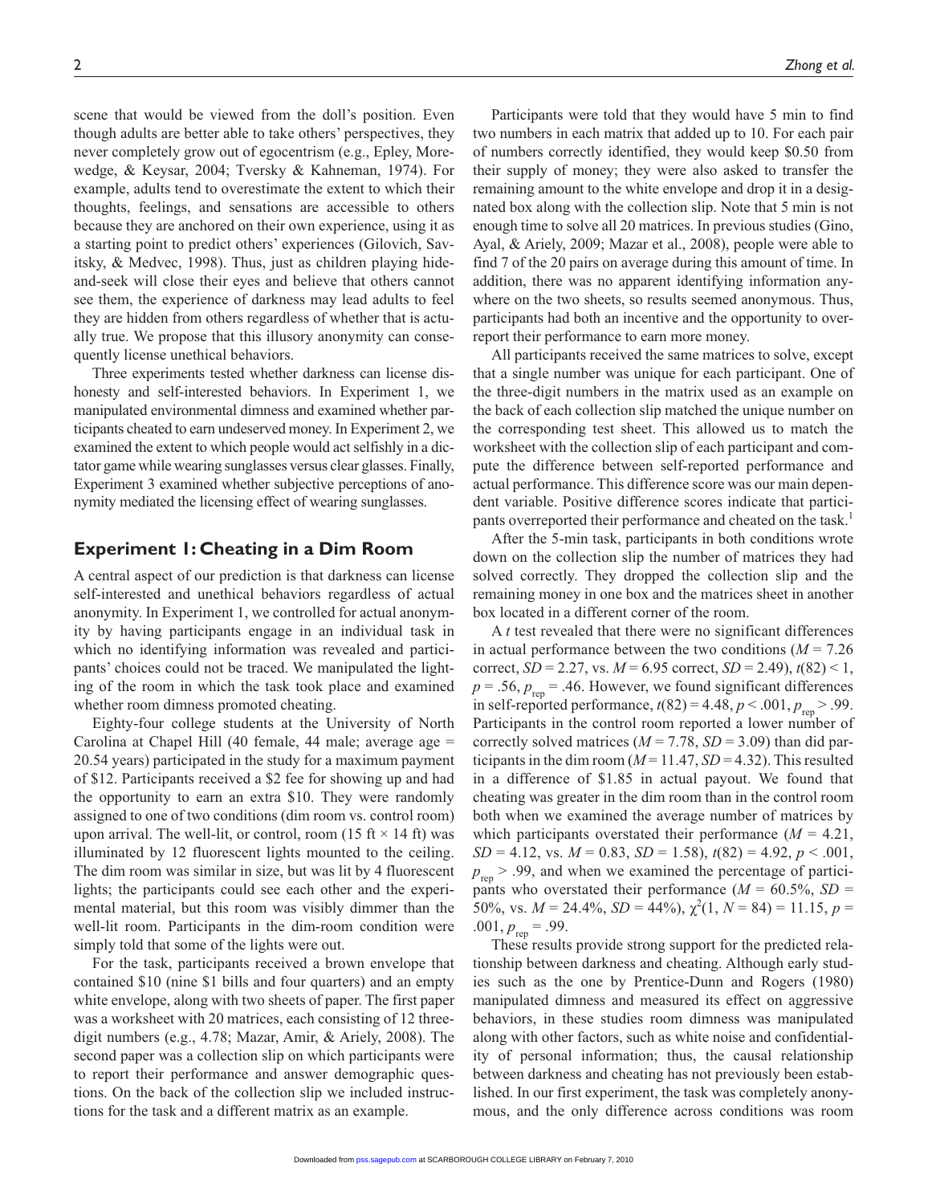scene that would be viewed from the doll's position. Even though adults are better able to take others' perspectives, they never completely grow out of egocentrism (e.g., Epley, Morewedge, & Keysar, 2004; Tversky & Kahneman, 1974). For example, adults tend to overestimate the extent to which their thoughts, feelings, and sensations are accessible to others because they are anchored on their own experience, using it as a starting point to predict others' experiences (Gilovich, Savitsky, & Medvec, 1998). Thus, just as children playing hide-and-seek will close their eyes and believe that others cannot see them, the experience of darkness may lead adults to feel they are hidden from others regardless of whether that is actually true. We propose that this illusory anonymity can consequently license unethical behaviors.

Three experiments tested whether darkness can license dishonesty and self-interested behaviors. In Experiment 1, we manipulated environmental dimness and examined whether participants cheated to earn undeserved money. In Experiment 2, we examined the extent to which people would act selfishly in a dictator game while wearing sunglasses versus clear glasses. Finally, Experiment 3 examined whether subjective perceptions of anonymity mediated the licensing effect of wearing sunglasses.

## Experiment 1: Cheating in a Dim Room

A central aspect of our prediction is that darkness can license self-interested and unethical behaviors regardless of actual anonymity. In Experiment 1, we controlled for actual anonymity by having participants engage in an individual task in which no identifying information was revealed and participants' choices could not be traced. We manipulated the lighting of the room in which the task took place and examined whether room dimness promoted cheating.

Eighty-four college students at the University of North Carolina at Chapel Hill (40 female, 44 male; average age = 20.54 years) participated in the study for a maximum payment of $12. Participants received a $2 fee for showing up and had the opportunity to earn an extra $10. They were randomly assigned to one of two conditions (dim room vs. control room) upon arrival. The well-lit, or control, room (15 ft × 14 ft) was illuminated by 12 fluorescent lights mounted to the ceiling. The dim room was similar in size, but was lit by 4 fluorescent lights; the participants could see each other and the experimental material, but this room was visibly dimmer than the well-lit room. Participants in the dim-room condition were simply told that some of the lights were out.

For the task, participants received a brown envelope that contained $10 (nine $1 bills and four quarters) and an empty white envelope, along with two sheets of paper. The first paper was a worksheet with 20 matrices, each consisting of 12 three-digit numbers (e.g., 4.78; Mazar, Amir, & Ariely, 2008). The second paper was a collection slip on which participants were to report their performance and answer demographic questions. On the back of the collection slip we included instructions for the task and a different matrix as an example.

Participants were told that they would have 5 min to find two numbers in each matrix that added up to 10. For each pair of numbers correctly identified, they would keep $0.50 from their supply of money; they were also asked to transfer the remaining amount to the white envelope and drop it in a designated box along with the collection slip. Note that 5 min is not enough time to solve all 20 matrices. In previous studies (Gino, Ayal, & Ariely, 2009; Mazar et al., 2008), people were able to find 7 of the 20 pairs on average during this amount of time. In addition, there was no apparent identifying information anywhere on the two sheets, so results seemed anonymous. Thus, participants had both an incentive and the opportunity to overreport their performance to earn more money.

All participants received the same matrices to solve, except that a single number was unique for each participant. One of the three-digit numbers in the matrix used as an example on the back of each collection slip matched the unique number on the corresponding test sheet. This allowed us to match the worksheet with the collection slip of each participant and compute the difference between self-reported performance and actual performance. This difference score was our main dependent variable. Positive difference scores indicate that participants overreported their performance and cheated on the task.[1]

After the 5-min task, participants in both conditions wrote down on the collection slip the number of matrices they had solved correctly. They dropped the collection slip and the remaining money in one box and the matrices sheet in another box located in a different corner of the room.

A *t* test revealed that there were no significant differences in actual performance between the two conditions ($M = 7.26$ correct, $SD = 2.27$, vs. $M = 6.95$ correct, $SD = 2.49$), $t(82) < 1$, $p = .56$, $p_{rep} = .46$. However, we found significant differences in self-reported performance, $t(82) = 4.48$, $p < .001$, $p_{rep} > .99$. Participants in the control room reported a lower number of correctly solved matrices ($M = 7.78$, $SD = 3.09$) than did participants in the dim room ($M = 11.47$, $SD = 4.32$). This resulted in a difference of $1.85 in actual payout. We found that cheating was greater in the dim room than in the control room both when we examined the average number of matrices by which participants overstated their performance ($M = 4.21$, $SD = 4.12$, vs. $M = 0.83$, $SD = 1.58$), $t(82) = 4.92$, $p < .001$, $p_{rep} > .99$, and when we examined the percentage of participants who overstated their performance ($M = 60.5\%$, $SD = 50\%$, vs. $M = 24.4\%$, $SD = 44\%$), $\chi^2(1, N = 84) = 11.15$, $p = .001$, $p_{rep} = .99$.

These results provide strong support for the predicted relationship between darkness and cheating. Although early studies such as the one by Prentice-Dunn and Rogers (1980) manipulated dimness and measured its effect on aggressive behaviors, in these studies room dimness was manipulated along with other factors, such as white noise and confidentiality of personal information; thus, the causal relationship between darkness and cheating has not previously been established. In our first experiment, the task was completely anonymous, and the only difference across conditions was room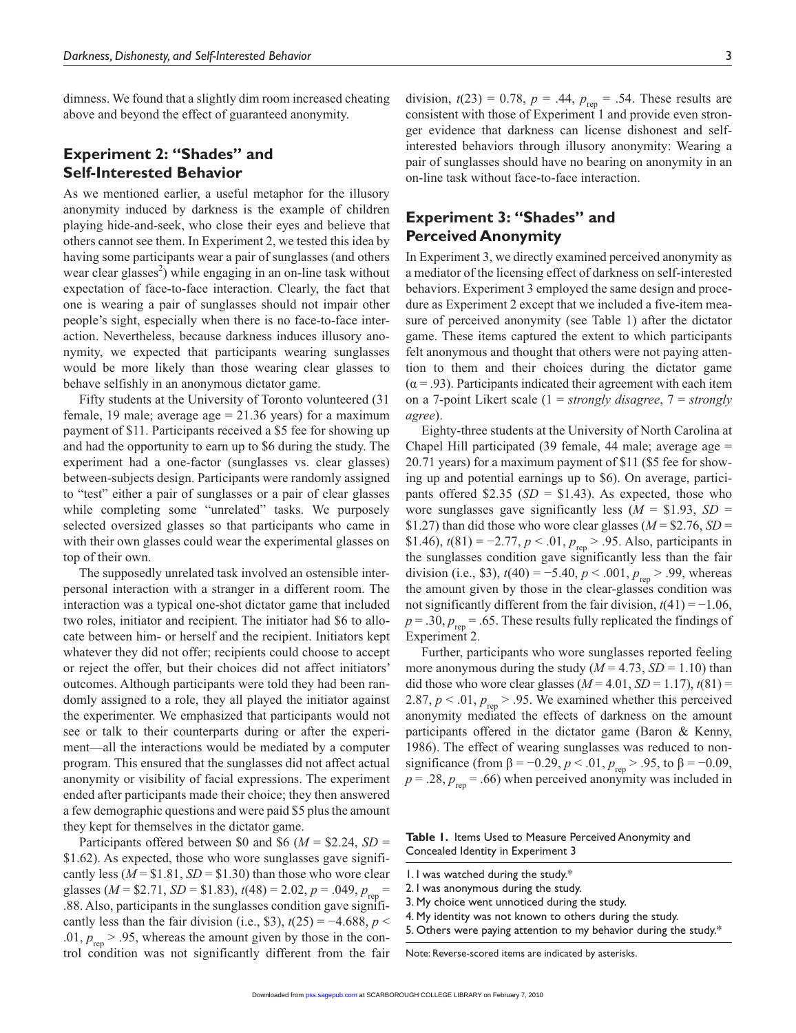dimness. We found that a slightly dim room increased cheating above and beyond the effect of guaranteed anonymity.

## Experiment 2: "Shades" and Self-Interested Behavior

As we mentioned earlier, a useful metaphor for the illusory anonymity induced by darkness is the example of children playing hide-and-seek, who close their eyes and believe that others cannot see them. In Experiment 2, we tested this idea by having some participants wear a pair of sunglasses (and others wear clear glasses[2]) while engaging in an on-line task without expectation of face-to-face interaction. Clearly, the fact that one is wearing a pair of sunglasses should not impair other people's sight, especially when there is no face-to-face interaction. Nevertheless, because darkness induces illusory anonymity, we expected that participants wearing sunglasses would be more likely than those wearing clear glasses to behave selfishly in an anonymous dictator game.

Fifty students at the University of Toronto volunteered (31 female, 19 male; average age = 21.36 years) for a maximum payment of \$11. Participants received a \$5 fee for showing up and had the opportunity to earn up to \$6 during the study. The experiment had a one-factor (sunglasses vs. clear glasses) between-subjects design. Participants were randomly assigned to "test" either a pair of sunglasses or a pair of clear glasses while completing some "unrelated" tasks. We purposely selected oversized glasses so that participants who came in with their own glasses could wear the experimental glasses on top of their own.

The supposedly unrelated task involved an ostensible interpersonal interaction with a stranger in a different room. The interaction was a typical one-shot dictator game that included two roles, initiator and recipient. The initiator had \$6 to allocate between him- or herself and the recipient. Initiators kept whatever they did not offer; recipients could choose to accept or reject the offer, but their choices did not affect initiators' outcomes. Although participants were told they had been randomly assigned to a role, they all played the initiator against the experimenter. We emphasized that participants would not see or talk to their counterparts during or after the experiment—all the interactions would be mediated by a computer program. This ensured that the sunglasses did not affect actual anonymity or visibility of facial expressions. The experiment ended after participants made their choice; they then answered a few demographic questions and were paid \$5 plus the amount they kept for themselves in the dictator game.

Participants offered between \$0 and \$6 ($M$ = \$2.24, $SD$ = \$1.62). As expected, those who wore sunglasses gave significantly less ($M$ = \$1.81, $SD$ = \$1.30) than those who wore clear glasses ($M$ = \$2.71, $SD$ = \$1.83), $t(48) = 2.02$, $p = .049$, $p_{rep} = .88$. Also, participants in the sunglasses condition gave significantly less than the fair division (i.e., \$3), $t(25) = -4.688$, $p < .01$, $p_{rep} > .95$, whereas the amount given by those in the control condition was not significantly different from the fair division, $t(23) = 0.78$, $p = .44$, $p_{rep} = .54$. These results are consistent with those of Experiment 1 and provide even stronger evidence that darkness can license dishonest and self-interested behaviors through illusory anonymity: Wearing a pair of sunglasses should have no bearing on anonymity in an on-line task without face-to-face interaction.

## Experiment 3: "Shades" and Perceived Anonymity

In Experiment 3, we directly examined perceived anonymity as a mediator of the licensing effect of darkness on self-interested behaviors. Experiment 3 employed the same design and procedure as Experiment 2 except that we included a five-item measure of perceived anonymity (see Table 1) after the dictator game. These items captured the extent to which participants felt anonymous and thought that others were not paying attention to them and their choices during the dictator game ($\alpha = .93$). Participants indicated their agreement with each item on a 7-point Likert scale (1 = *strongly disagree*, 7 = *strongly agree*).

Eighty-three students at the University of North Carolina at Chapel Hill participated (39 female, 44 male; average age = 20.71 years) for a maximum payment of \$11 (\$5 fee for showing up and potential earnings up to \$6). On average, participants offered \$2.35 ($SD$ = \$1.43). As expected, those who wore sunglasses gave significantly less ($M$ = \$1.93, $SD$ = \$1.27) than did those who wore clear glasses ($M$ = \$2.76, $SD$ = \$1.46), $t(81) = -2.77$, $p < .01$, $p_{rep} > .95$. Also, participants in the sunglasses condition gave significantly less than the fair division (i.e., \$3), $t(40) = -5.40$, $p < .001$, $p_{rep} > .99$, whereas the amount given by those in the clear-glasses condition was not significantly different from the fair division, $t(41) = -1.06$, $p = .30$, $p_{rep} = .65$. These results fully replicated the findings of Experiment 2.

Further, participants who wore sunglasses reported feeling more anonymous during the study ($M = 4.73$, $SD = 1.10$) than did those who wore clear glasses ($M = 4.01$, $SD = 1.17$), $t(81) = 2.87$, $p < .01$, $p_{rep} > .95$. We examined whether this perceived anonymity mediated the effects of darkness on the amount participants offered in the dictator game (Baron & Kenny, 1986). The effect of wearing sunglasses was reduced to nonsignificance (from $\beta = -0.29$, $p < .01$, $p_{rep} > .95$, to $\beta = -0.09$, $p = .28$, $p_{rep} = .66$) when perceived anonymity was included in

**Table 1.** Items Used to Measure Perceived Anonymity and Concealed Identity in Experiment 3

| |
|---|
| 1. I was watched during the study.* |
| 2. I was anonymous during the study. |
| 3. My choice went unnoticed during the study. |
| 4. My identity was not known to others during the study. |
| 5. Others were paying attention to my behavior during the study.* |

Note: Reverse-scored items are indicated by asterisks.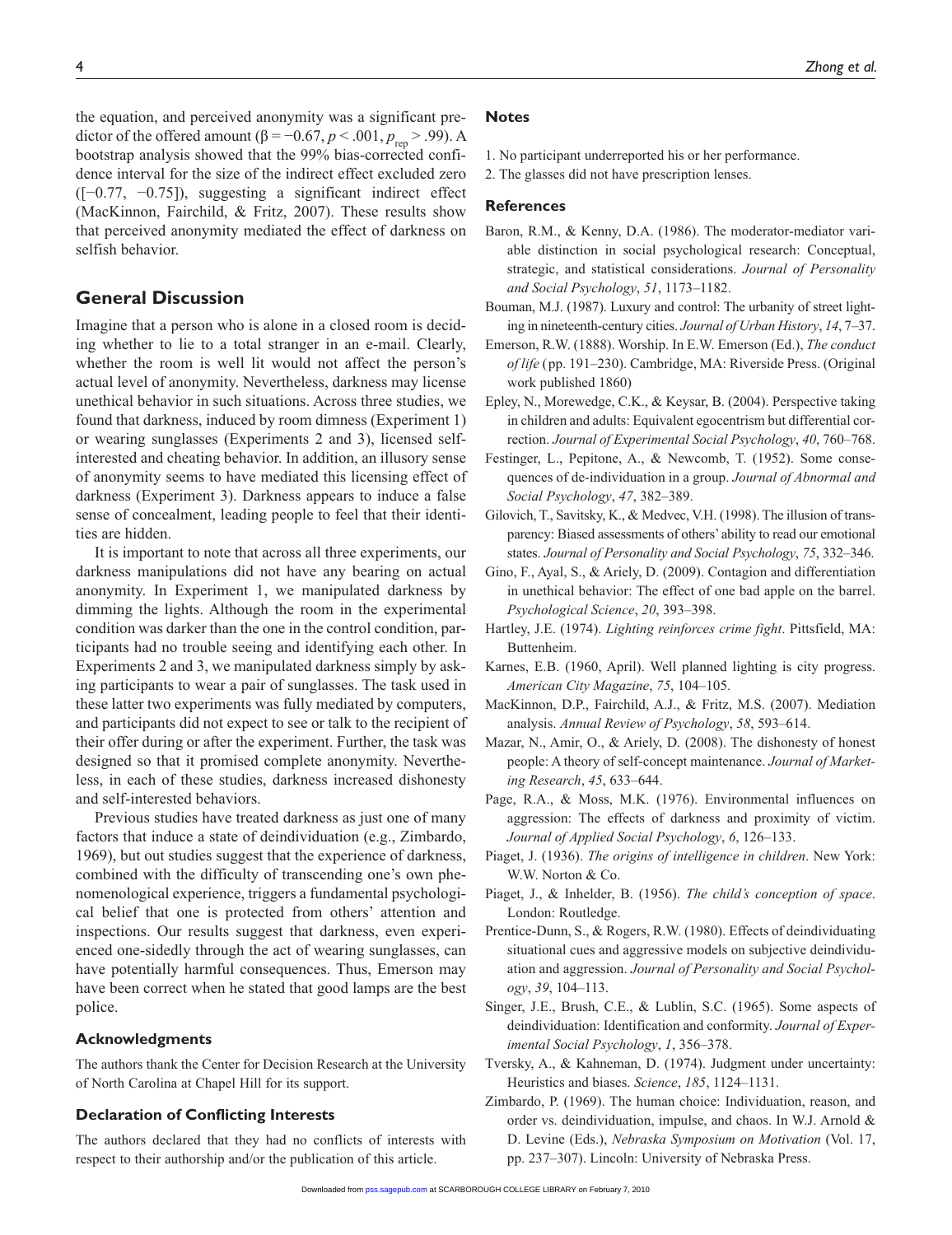the equation, and perceived anonymity was a significant predictor of the offered amount ($\beta = -0.67$, $p < .001$, $p_{rep} > .99$). A bootstrap analysis showed that the 99% bias-corrected confidence interval for the size of the indirect effect excluded zero ([−0.77, −0.75]), suggesting a significant indirect effect (MacKinnon, Fairchild, & Fritz, 2007). These results show that perceived anonymity mediated the effect of darkness on selfish behavior.

## General Discussion

Imagine that a person who is alone in a closed room is deciding whether to lie to a total stranger in an e-mail. Clearly, whether the room is well lit would not affect the person's actual level of anonymity. Nevertheless, darkness may license unethical behavior in such situations. Across three studies, we found that darkness, induced by room dimness (Experiment 1) or wearing sunglasses (Experiments 2 and 3), licensed self-interested and cheating behavior. In addition, an illusory sense of anonymity seems to have mediated this licensing effect of darkness (Experiment 3). Darkness appears to induce a false sense of concealment, leading people to feel that their identities are hidden.

It is important to note that across all three experiments, our darkness manipulations did not have any bearing on actual anonymity. In Experiment 1, we manipulated darkness by dimming the lights. Although the room in the experimental condition was darker than the one in the control condition, participants had no trouble seeing and identifying each other. In Experiments 2 and 3, we manipulated darkness simply by asking participants to wear a pair of sunglasses. The task used in these latter two experiments was fully mediated by computers, and participants did not expect to see or talk to the recipient of their offer during or after the experiment. Further, the task was designed so that it promised complete anonymity. Nevertheless, in each of these studies, darkness increased dishonesty and self-interested behaviors.

Previous studies have treated darkness as just one of many factors that induce a state of deindividuation (e.g., Zimbardo, 1969), but out studies suggest that the experience of darkness, combined with the difficulty of transcending one's own phenomenological experience, triggers a fundamental psychological belief that one is protected from others' attention and inspections. Our results suggest that darkness, even experienced one-sidedly through the act of wearing sunglasses, can have potentially harmful consequences. Thus, Emerson may have been correct when he stated that good lamps are the best police.

### Acknowledgments

The authors thank the Center for Decision Research at the University of North Carolina at Chapel Hill for its support.

### Declaration of Conflicting Interests

The authors declared that they had no conflicts of interests with respect to their authorship and/or the publication of this article.

### Notes

1. No participant underreported his or her performance.
2. The glasses did not have prescription lenses.

### References

Baron, R.M., & Kenny, D.A. (1986). The moderator-mediator variable distinction in social psychological research: Conceptual, strategic, and statistical considerations. *Journal of Personality and Social Psychology*, *51*, 1173–1182.

Bouman, M.J. (1987). Luxury and control: The urbanity of street lighting in nineteenth-century cities. *Journal of Urban History*, *14*, 7–37.

Emerson, R.W. (1888). Worship. In E.W. Emerson (Ed.), *The conduct of life* (pp. 191–230). Cambridge, MA: Riverside Press. (Original work published 1860)

Epley, N., Morewedge, C.K., & Keysar, B. (2004). Perspective taking in children and adults: Equivalent egocentrism but differential correction. *Journal of Experimental Social Psychology*, *40*, 760–768.

Festinger, L., Pepitone, A., & Newcomb, T. (1952). Some consequences of de-individuation in a group. *Journal of Abnormal and Social Psychology*, *47*, 382–389.

Gilovich, T., Savitsky, K., & Medvec, V.H. (1998). The illusion of transparency: Biased assessments of others' ability to read our emotional states. *Journal of Personality and Social Psychology*, *75*, 332–346.

Gino, F., Ayal, S., & Ariely, D. (2009). Contagion and differentiation in unethical behavior: The effect of one bad apple on the barrel. *Psychological Science*, *20*, 393–398.

Hartley, J.E. (1974). *Lighting reinforces crime fight*. Pittsfield, MA: Buttenheim.

Karnes, E.B. (1960, April). Well planned lighting is city progress. *American City Magazine*, *75*, 104–105.

MacKinnon, D.P., Fairchild, A.J., & Fritz, M.S. (2007). Mediation analysis. *Annual Review of Psychology*, *58*, 593–614.

Mazar, N., Amir, O., & Ariely, D. (2008). The dishonesty of honest people: A theory of self-concept maintenance. *Journal of Marketing Research*, *45*, 633–644.

Page, R.A., & Moss, M.K. (1976). Environmental influences on aggression: The effects of darkness and proximity of victim. *Journal of Applied Social Psychology*, *6*, 126–133.

Piaget, J. (1936). *The origins of intelligence in children*. New York: W.W. Norton & Co.

Piaget, J., & Inhelder, B. (1956). *The child's conception of space*. London: Routledge.

Prentice-Dunn, S., & Rogers, R.W. (1980). Effects of deindividuating situational cues and aggressive models on subjective deindividuation and aggression. *Journal of Personality and Social Psychology*, *39*, 104–113.

Singer, J.E., Brush, C.E., & Lublin, S.C. (1965). Some aspects of deindividuation: Identification and conformity. *Journal of Experimental Social Psychology*, *1*, 356–378.

Tversky, A., & Kahneman, D. (1974). Judgment under uncertainty: Heuristics and biases. *Science*, *185*, 1124–1131.

Zimbardo, P. (1969). The human choice: Individuation, reason, and order vs. deindividuation, impulse, and chaos. In W.J. Arnold & D. Levine (Eds.), *Nebraska Symposium on Motivation* (Vol. 17, pp. 237–307). Lincoln: University of Nebraska Press.